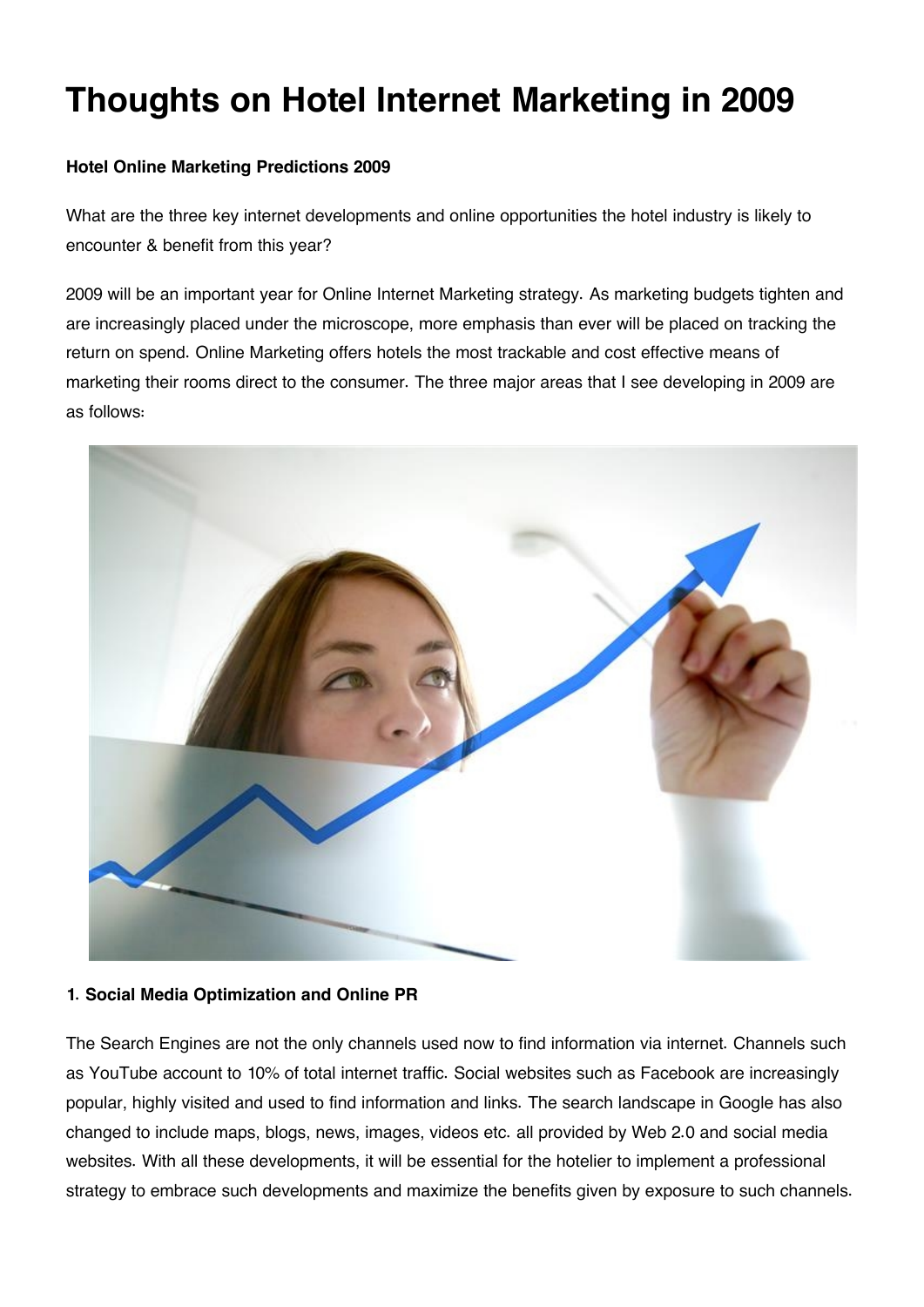# Thoughts on Hotel Internet Marketing in 2009

**Hotel Online Marketing Predictions 2009**

What are the three key internet developments and online opportunities the hotel industry is likely to encounter & benefit from this year?

2009 will be an important year for Online Internet Marketing strategy. As marketing budgets tighten and are increasingly placed under the microscope, more emphasis than ever will be placed on tracking the return on spend. Online Marketing offers hotels the most trackable and cost effective means of marketing their rooms direct to the consumer. The three major areas that I see developing in 2009 are as follows:

**1. Social Media Optimization and Online PR**

The Search Engines are not the only channels used now to find information via internet. Channels such as YouTube account to 10% of total internet traffic. Social websites such as Facebook are increasingly popular, highly visited and used to find information and links. The search landscape in Google has also changed to include maps, blogs, news, images, videos etc. all provided by Web 2.0 and social media websites. With all these developments, it will be essential for the hotelier to implement a professional strategy to embrace such developments and maximize the benefits given by exposure to such channels.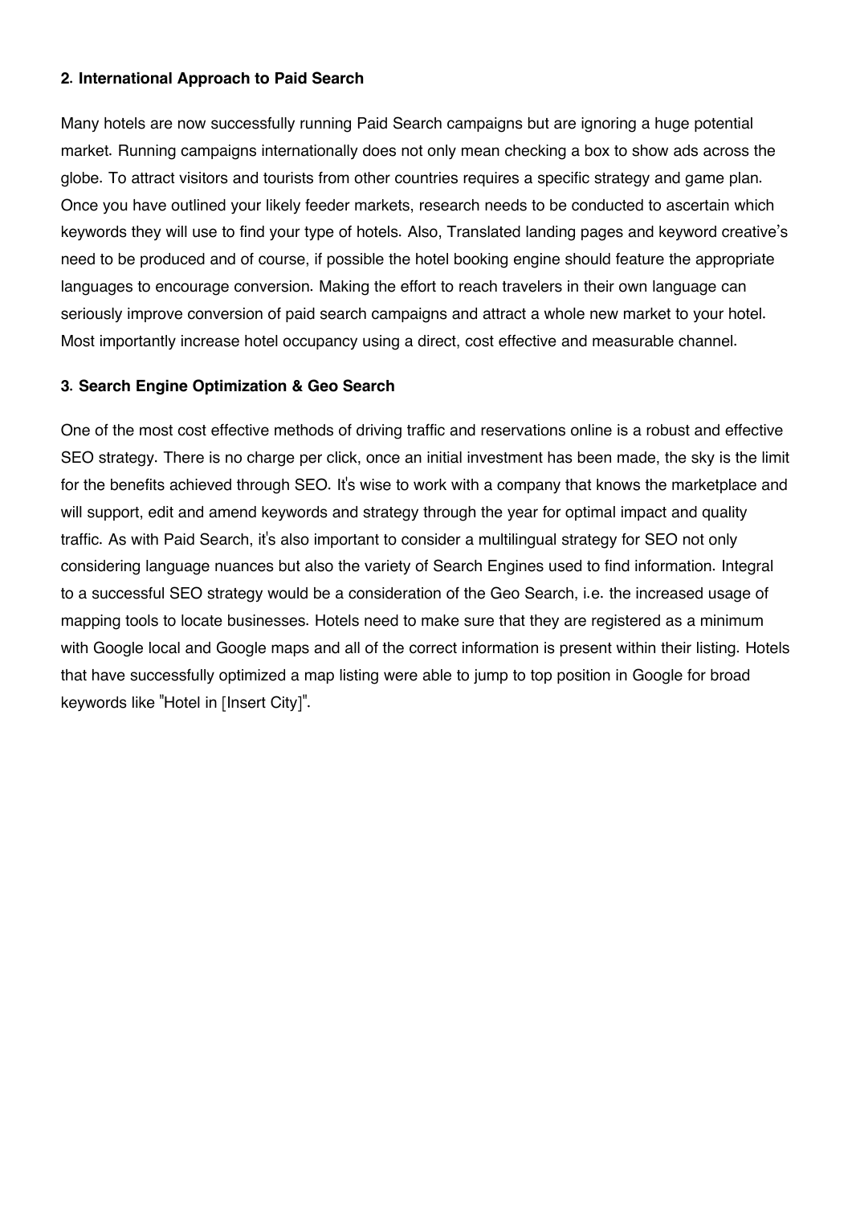### 2. International Approach to Paid Search

Many hotels are now successfully running Paid Search campaigns but are ignoring a huge potential market. Running campaigns internationally does not only mean checking a box to show ads across the globe. To attract visitors and tourists from other countries requires a specific strategy and game plan. Once you have outlined your likely feeder markets, research needs to be conducted to ascertain which keywords they will use to find your type of hotels. Also, Translated landing pages and keyword creative's need to be produced and of course, if possible the hotel booking engine should feature the appropriate languages to encourage conversion. Making the effort to reach travelers in their own language can seriously improve conversion of paid search campaigns and attract a whole new market to your hotel. Most importantly increase hotel occupancy using a direct, cost effective and measurable channel.

### 3. Search Engine Optimization & Geo Search

One of the most cost effective methods of driving traffic and reservations online is a robust and effective SEO strategy. There is no charge per click, once an initial investment has been made, the sky is the limit for the benefits achieved through SEO. It's wise to work with a company that knows the marketplace and will support, edit and amend keywords and strategy through the year for optimal impact and quality traffic. As with Paid Search, it's also important to consider a multilingual strategy for SEO not only considering language nuances but also the variety of Search Engines used to find information. Integral to a successful SEO strategy would be a consideration of the Geo Search, i.e. the increased usage of mapping tools to locate businesses. Hotels need to make sure that they are registered as a minimum with Google local and Google maps and all of the correct information is present within their listing. Hotels that have successfully optimized a map listing were able to jump to top position in Google for broad keywords like "Hotel in [Insert City]".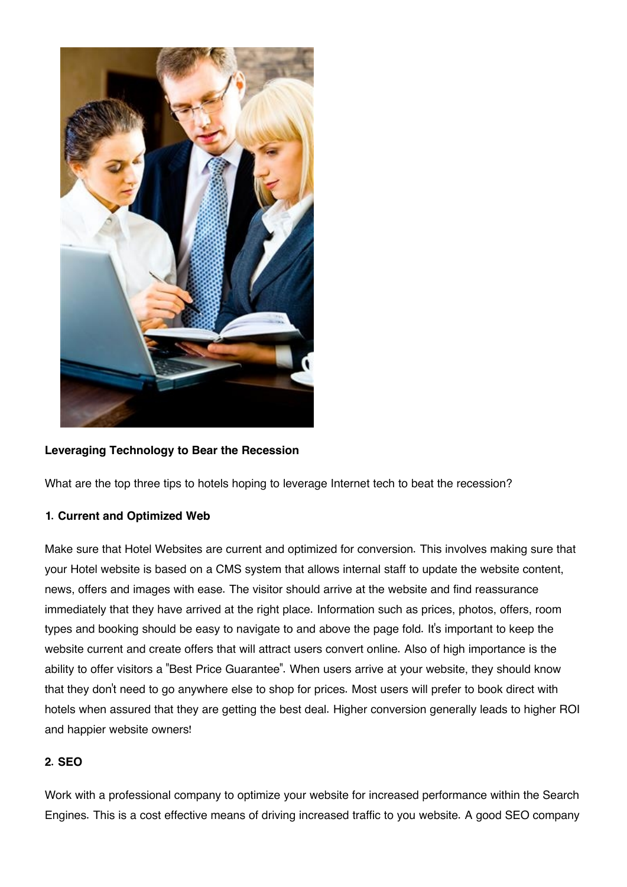**Leveraging Technology to Bear the Recession**

What are the top three tips to hotels hoping to leverage Internet tech to beat the recession?

**1. Current and Optimized Web**

Make sure that Hotel Websites are current and optimized for conversion. This involves making sure that your Hotel website is based on a CMS system that allows internal staff to update the website content, news, offers and images with ease. The visitor should arrive at the website and find reassurance immediately that they have arrived at the right place. Information such as prices, photos, offers, room types and booking should be easy to navigate to and above the page fold. It's important to keep the website current and create offers that will attract users convert online. Also of high importance is the ability to offer visitors a "Best Price Guarantee". When users arrive at your website, they should know that they don't need to go anywhere else to shop for prices. Most users will prefer to book direct with hotels when assured that they are getting the best deal. Higher conversion generally leads to higher ROI and happier website owners!

**2. SEO**

Work with a professional company to optimize your website for increased performance within the Search Engines. This is a cost effective means of driving increased traffic to you website. A good SEO company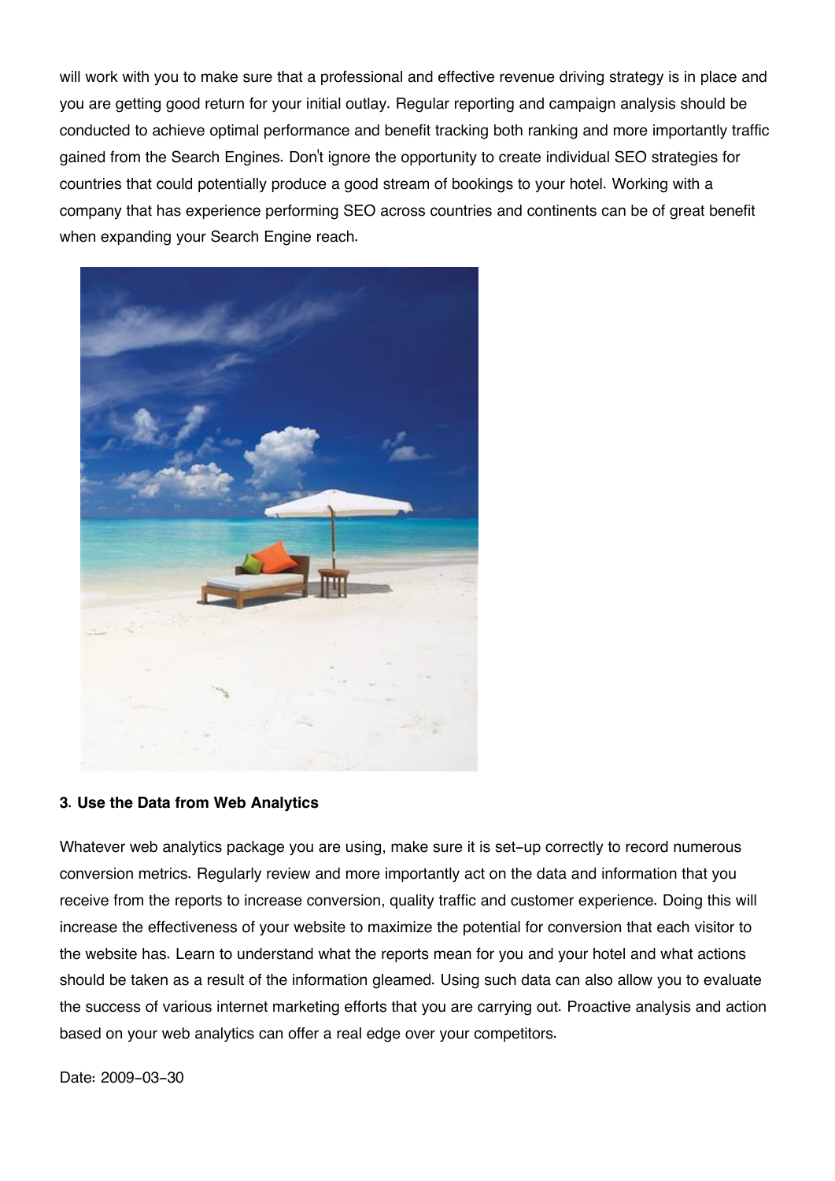will work with you to make sure that a professional and effective revenue driving strategy is in place and you are getting good return for your initial outlay. Regular reporting and campaign analysis should be conducted to achieve optimal performance and benefit tracking both ranking and more importantly traffic gained from the Search Engines. Don't ignore the opportunity to create individual SEO strategies for countries that could potentially produce a good stream of bookings to your hotel. Working with a company that has experience performing SEO across countries and continents can be of great benefit when expanding your Search Engine reach.

**3. Use the Data from Web Analytics**

Whatever web analytics package you are using, make sure it is set-up correctly to record numerous conversion metrics. Regularly review and more importantly act on the data and information that you receive from the reports to increase conversion, quality traffic and customer experience. Doing this will increase the effectiveness of your website to maximize the potential for conversion that each visitor to the website has. Learn to understand what the reports mean for you and your hotel and what actions should be taken as a result of the information gleamed. Using such data can also allow you to evaluate the success of various internet marketing efforts that you are carrying out. Proactive analysis and action based on your web analytics can offer a real edge over your competitors.

Date: 2009-03-30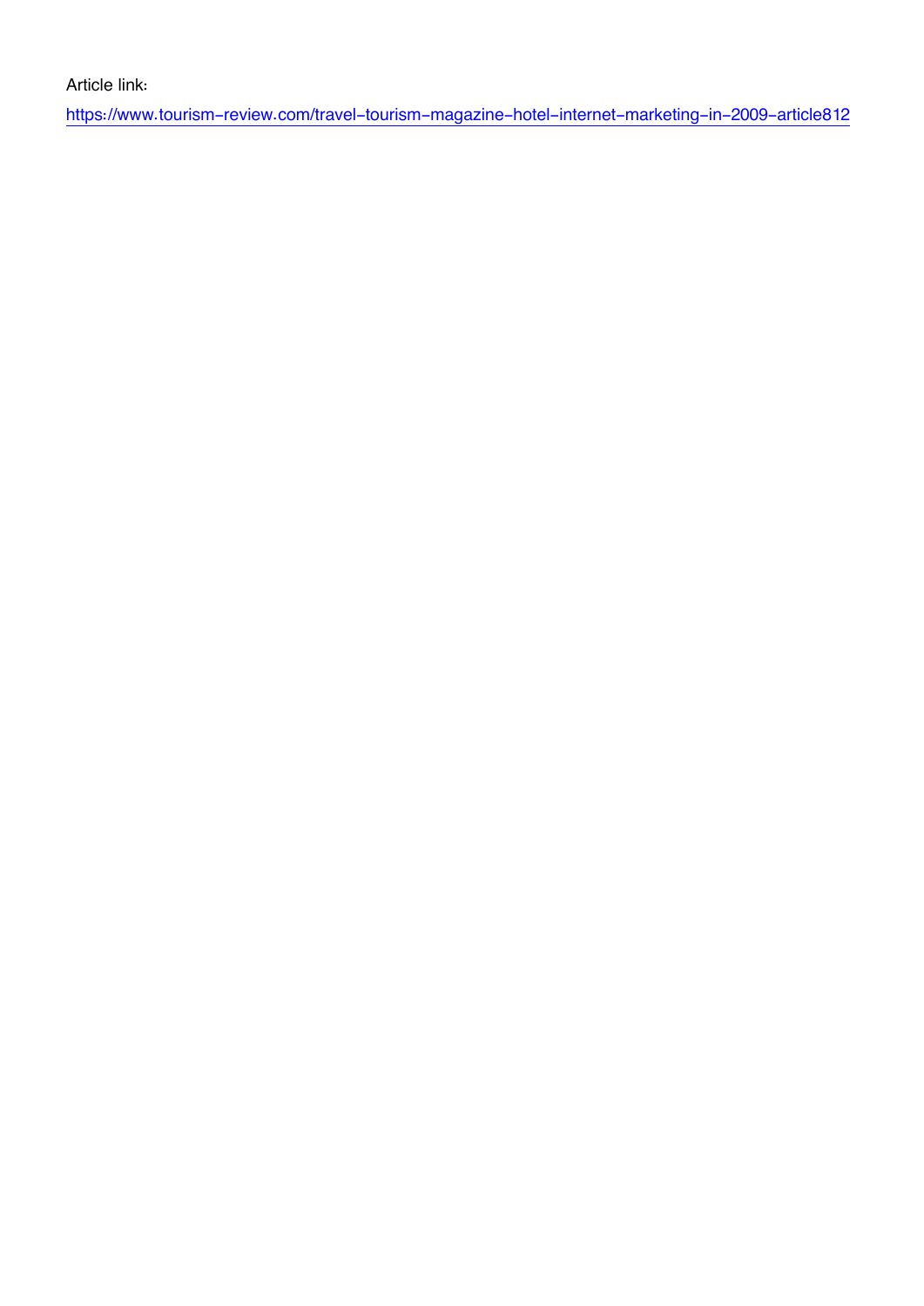Article link:

https://www.tourism-review.com/travel-tourism-magazine-hotel-internet-marketing-in-2009-article812